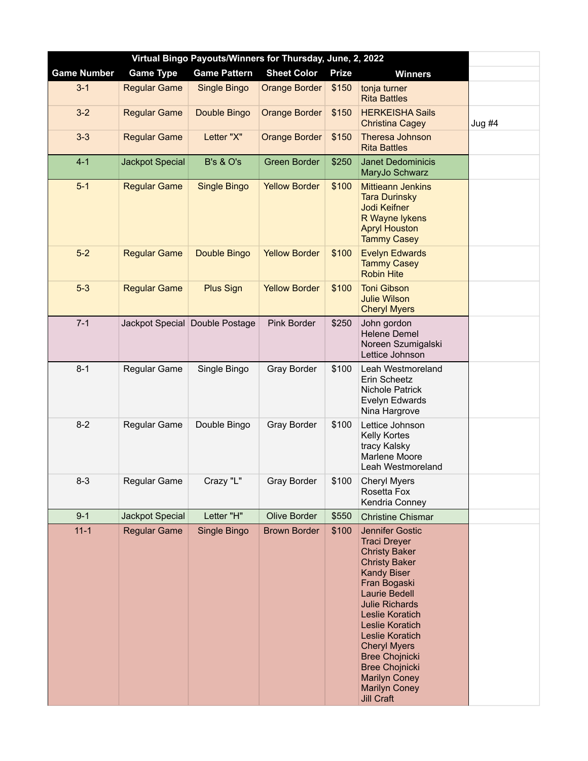| Virtual Bingo Payouts/Winners for Thursday, June, 2, 2022 | | | | | | |
|---|---|---|---|---|---|---|
| **Game Number** | **Game Type** | **Game Pattern** | **Sheet Color** | **Prize** | **Winners** | |
| 3-1 | Regular Game | Single Bingo | Orange Border | $150 | tonja turner<br>Rita Battles | |
| 3-2 | Regular Game | Double Bingo | Orange Border | $150 | HERKEISHA Sails<br>Christina Cagey | Jug #4 |
| 3-3 | Regular Game | Letter "X" | Orange Border | $150 | Theresa Johnson<br>Rita Battles | |
| 4-1 | Jackpot Special | B's & O's | Green Border | $250 | Janet Dedominicis<br>MaryJo Schwarz | |
| 5-1 | Regular Game | Single Bingo | Yellow Border | $100 | Mittieann Jenkins<br>Tara Durinsky<br>Jodi Keifner<br>R Wayne lykens<br>Apryl Houston<br>Tammy Casey | |
| 5-2 | Regular Game | Double Bingo | Yellow Border | $100 | Evelyn Edwards<br>Tammy Casey<br>Robin Hite | |
| 5-3 | Regular Game | Plus Sign | Yellow Border | $100 | Toni Gibson<br>Julie Wilson<br>Cheryl Myers | |
| 7-1 | Jackpot Special | Double Postage | Pink Border | $250 | John gordon<br>Helene Demel<br>Noreen Szumigalski<br>Lettice Johnson | |
| 8-1 | Regular Game | Single Bingo | Gray Border | $100 | Leah Westmoreland<br>Erin Scheetz<br>Nichole Patrick<br>Evelyn Edwards<br>Nina Hargrove | |
| 8-2 | Regular Game | Double Bingo | Gray Border | $100 | Lettice Johnson<br>Kelly Kortes<br>tracy Kalsky<br>Marlene Moore<br>Leah Westmoreland | |
| 8-3 | Regular Game | Crazy "L" | Gray Border | $100 | Cheryl Myers<br>Rosetta Fox<br>Kendria Conney | |
| 9-1 | Jackpot Special | Letter "H" | Olive Border | $550 | Christine Chismar | |
| 11-1 | Regular Game | Single Bingo | Brown Border | $100 | Jennifer Gostic<br>Traci Dreyer<br>Christy Baker<br>Christy Baker<br>Kandy Biser<br>Fran Bogaski<br>Laurie Bedell<br>Julie Richards<br>Leslie Koratich<br>Leslie Koratich<br>Leslie Koratich<br>Cheryl Myers<br>Bree Chojnicki<br>Bree Chojnicki<br>Marilyn Coney<br>Marilyn Coney<br>Jill Craft | |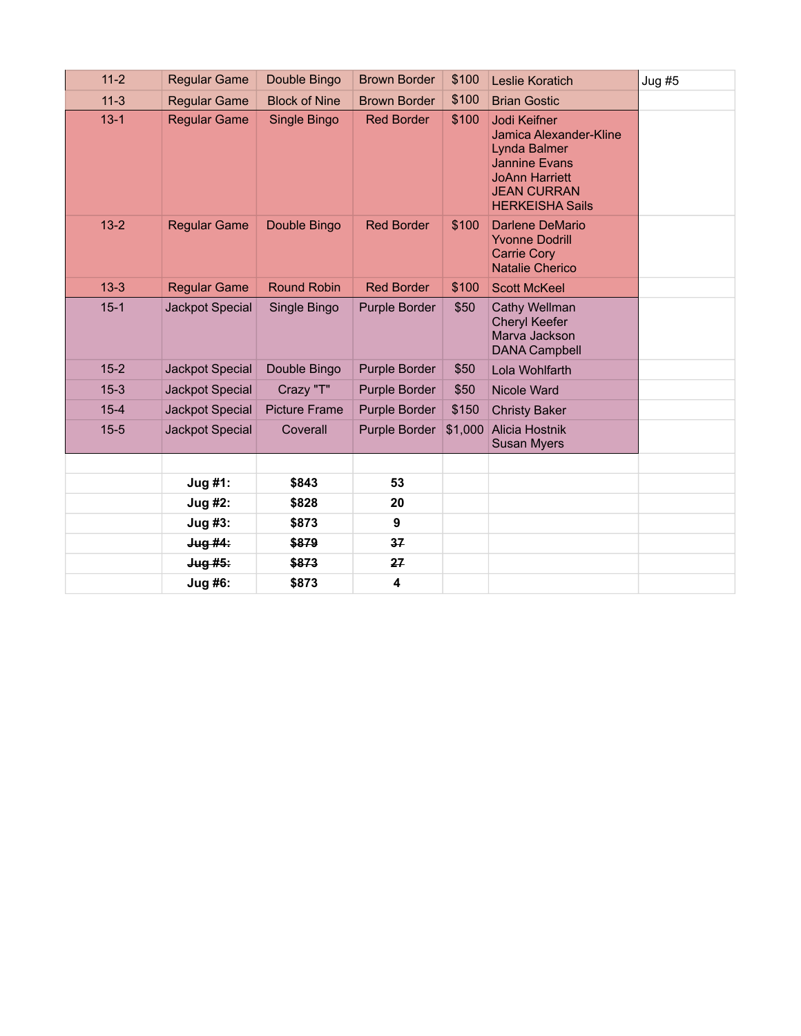| | | | | | | |
|---|---|---|---|---|---|---|
| 11-2 | Regular Game | Double Bingo | Brown Border | $100 | Leslie Koratich | Jug #5 |
| 11-3 | Regular Game | Block of Nine | Brown Border | $100 | Brian Gostic | |
| 13-1 | Regular Game | Single Bingo | Red Border | $100 | Jodi Keifner<br>Jamica Alexander-Kline<br>Lynda Balmer<br>Jannine Evans<br>JoAnn Harriett<br>JEAN CURRAN<br>HERKEISHA Sails | |
| 13-2 | Regular Game | Double Bingo | Red Border | $100 | Darlene DeMario<br>Yvonne Dodrill<br>Carrie Cory<br>Natalie Cherico | |
| 13-3 | Regular Game | Round Robin | Red Border | $100 | Scott McKeel | |
| 15-1 | Jackpot Special | Single Bingo | Purple Border | $50 | Cathy Wellman<br>Cheryl Keefer<br>Marva Jackson<br>DANA Campbell | |
| 15-2 | Jackpot Special | Double Bingo | Purple Border | $50 | Lola Wohlfarth | |
| 15-3 | Jackpot Special | Crazy "T" | Purple Border | $50 | Nicole Ward | |
| 15-4 | Jackpot Special | Picture Frame | Purple Border | $150 | Christy Baker | |
| 15-5 | Jackpot Special | Coverall | Purple Border | $1,000 | Alicia Hostnik<br>Susan Myers | |
| | | | | | | |
| | **Jug #1:** | **$843** | **53** | | | |
| | **Jug #2:** | **$828** | **20** | | | |
| | **Jug #3:** | **$873** | **9** | | | |
| | ~~**Jug #4:**~~ | ~~**$879**~~ | ~~**37**~~ | | | |
| | ~~**Jug #5:**~~ | ~~**$873**~~ | ~~**27**~~ | | | |
| | **Jug #6:** | **$873** | **4** | | | |